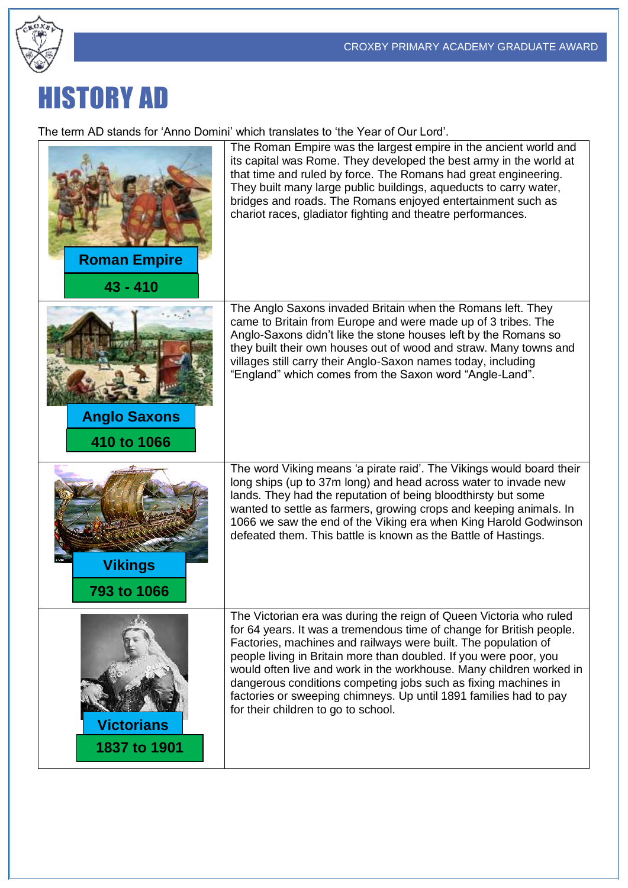# HISTORY AD

The term AD stands for 'Anno Domini' which translates to 'the Year of Our Lord'.

| Period | Description |
| --- | --- |
| **Roman Empire** 43 - 410 | The Roman Empire was the largest empire in the ancient world and its capital was Rome. They developed the best army in the world at that time and ruled by force. The Romans had great engineering. They built many large public buildings, aqueducts to carry water, bridges and roads. The Romans enjoyed entertainment such as chariot races, gladiator fighting and theatre performances. |
| **Anglo Saxons** 410 to 1066 | The Anglo Saxons invaded Britain when the Romans left. They came to Britain from Europe and were made up of 3 tribes. The Anglo-Saxons didn't like the stone houses left by the Romans so they built their own houses out of wood and straw. Many towns and villages still carry their Anglo-Saxon names today, including "England" which comes from the Saxon word "Angle-Land". |
| **Vikings** 793 to 1066 | The word Viking means 'a pirate raid'. The Vikings would board their long ships (up to 37m long) and head across water to invade new lands. They had the reputation of being bloodthirsty but some wanted to settle as farmers, growing crops and keeping animals. In 1066 we saw the end of the Viking era when King Harold Godwinson defeated them. This battle is known as the Battle of Hastings. |
| **Victorians** 1837 to 1901 | The Victorian era was during the reign of Queen Victoria who ruled for 64 years. It was a tremendous time of change for British people. Factories, machines and railways were built. The population of people living in Britain more than doubled. If you were poor, you would often live and work in the workhouse. Many children worked in dangerous conditions competing jobs such as fixing machines in factories or sweeping chimneys. Up until 1891 families had to pay for their children to go to school. |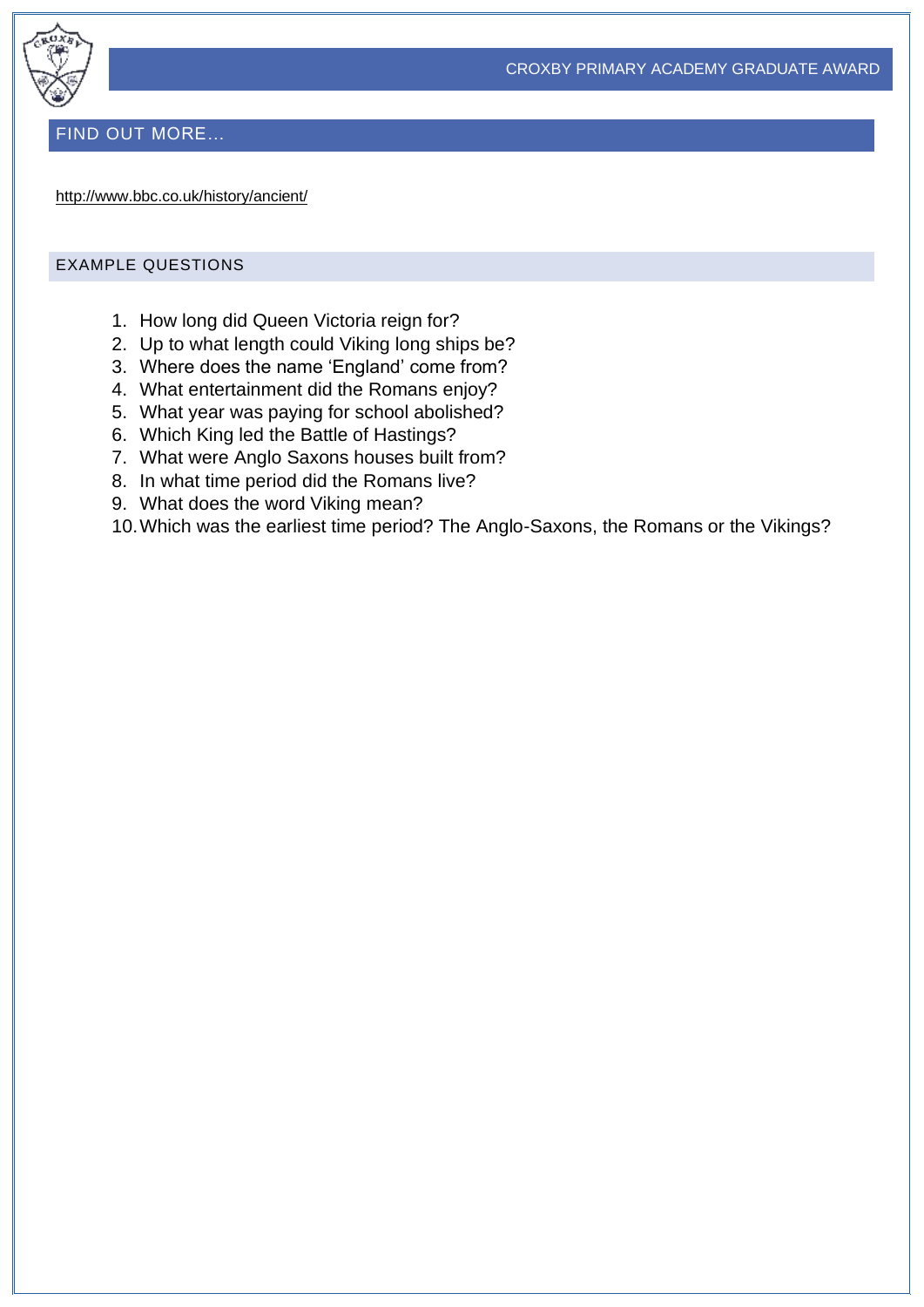## FIND OUT MORE…

http://www.bbc.co.uk/history/ancient/

### EXAMPLE QUESTIONS

1. How long did Queen Victoria reign for?
2. Up to what length could Viking long ships be?
3. Where does the name 'England' come from?
4. What entertainment did the Romans enjoy?
5. What year was paying for school abolished?
6. Which King led the Battle of Hastings?
7. What were Anglo Saxons houses built from?
8. In what time period did the Romans live?
9. What does the word Viking mean?
10. Which was the earliest time period? The Anglo-Saxons, the Romans or the Vikings?